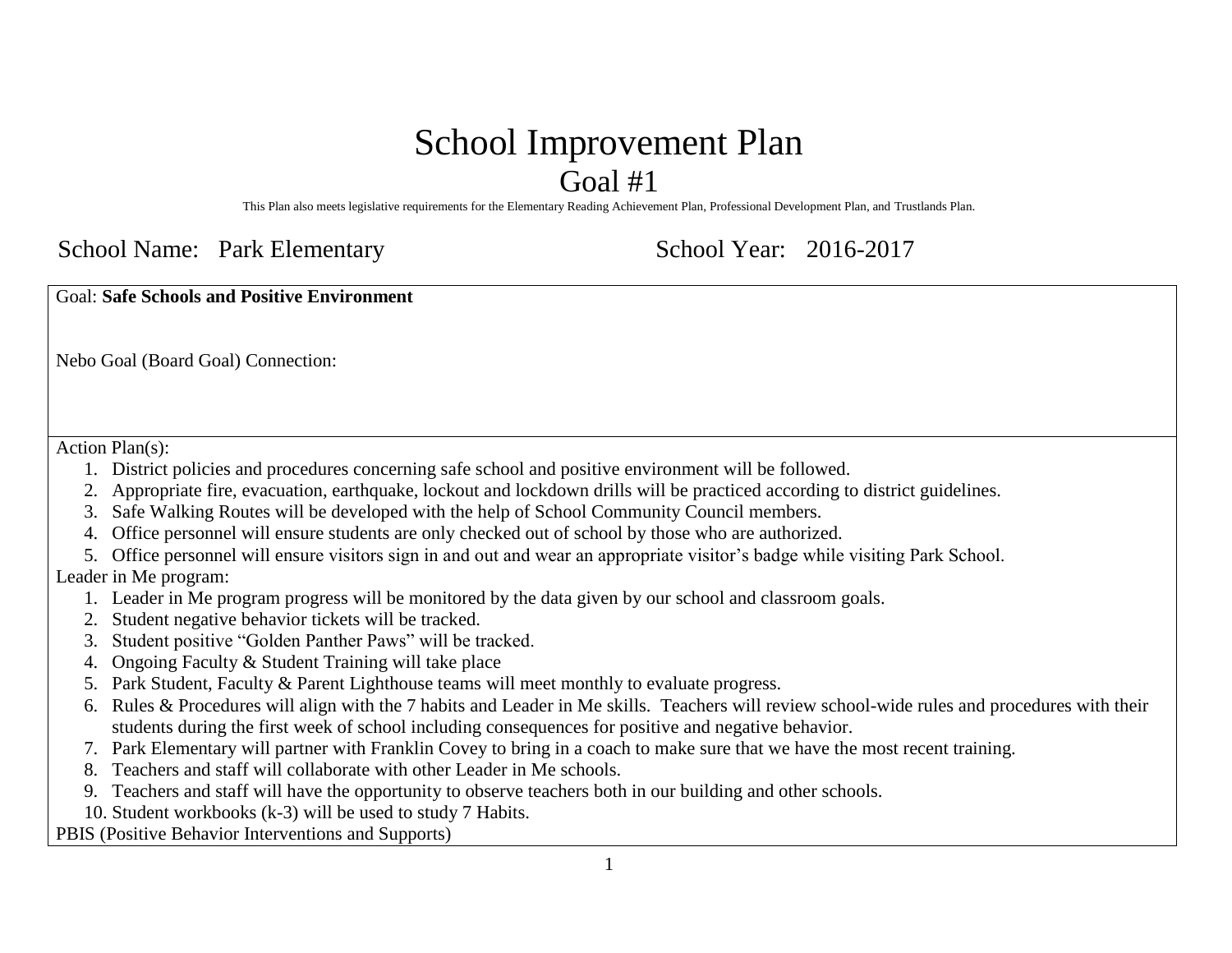# School Improvement Plan

## Goal #1

This Plan also meets legislative requirements for the Elementary Reading Achievement Plan, Professional Development Plan, and Trustlands Plan.

School Name: Park Elementary          School Year: 2016-2017

Goal: **Safe Schools and Positive Environment**

Nebo Goal (Board Goal) Connection:

Action Plan(s):

1. District policies and procedures concerning safe school and positive environment will be followed.
2. Appropriate fire, evacuation, earthquake, lockout and lockdown drills will be practiced according to district guidelines.
3. Safe Walking Routes will be developed with the help of School Community Council members.
4. Office personnel will ensure students are only checked out of school by those who are authorized.
5. Office personnel will ensure visitors sign in and out and wear an appropriate visitor's badge while visiting Park School.

Leader in Me program:

1. Leader in Me program progress will be monitored by the data given by our school and classroom goals.
2. Student negative behavior tickets will be tracked.
3. Student positive "Golden Panther Paws" will be tracked.
4. Ongoing Faculty & Student Training will take place
5. Park Student, Faculty & Parent Lighthouse teams will meet monthly to evaluate progress.
6. Rules & Procedures will align with the 7 habits and Leader in Me skills. Teachers will review school-wide rules and procedures with their students during the first week of school including consequences for positive and negative behavior.
7. Park Elementary will partner with Franklin Covey to bring in a coach to make sure that we have the most recent training.
8. Teachers and staff will collaborate with other Leader in Me schools.
9. Teachers and staff will have the opportunity to observe teachers both in our building and other schools.
10. Student workbooks (k-3) will be used to study 7 Habits.

PBIS (Positive Behavior Interventions and Supports)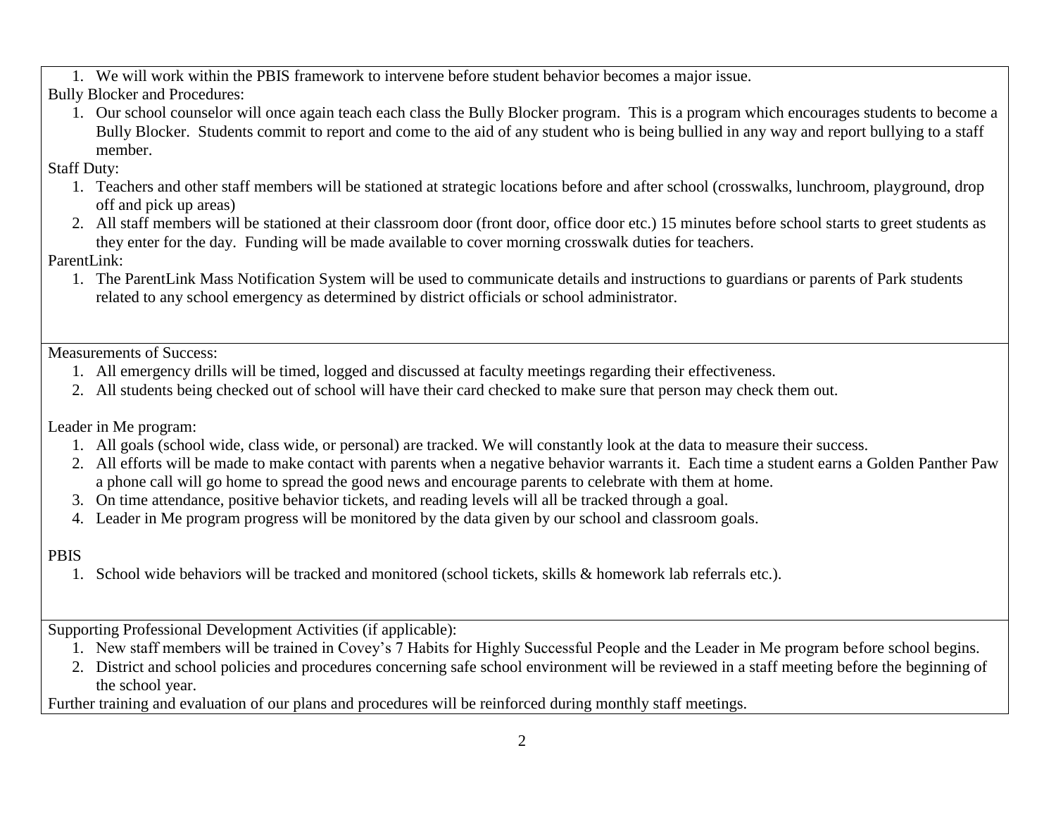1. We will work within the PBIS framework to intervene before student behavior becomes a major issue.

Bully Blocker and Procedures:

1. Our school counselor will once again teach each class the Bully Blocker program. This is a program which encourages students to become a Bully Blocker. Students commit to report and come to the aid of any student who is being bullied in any way and report bullying to a staff member.

Staff Duty:

1. Teachers and other staff members will be stationed at strategic locations before and after school (crosswalks, lunchroom, playground, drop off and pick up areas)
2. All staff members will be stationed at their classroom door (front door, office door etc.) 15 minutes before school starts to greet students as they enter for the day. Funding will be made available to cover morning crosswalk duties for teachers.

ParentLink:

1. The ParentLink Mass Notification System will be used to communicate details and instructions to guardians or parents of Park students related to any school emergency as determined by district officials or school administrator.

---

Measurements of Success:

1. All emergency drills will be timed, logged and discussed at faculty meetings regarding their effectiveness.
2. All students being checked out of school will have their card checked to make sure that person may check them out.

Leader in Me program:

1. All goals (school wide, class wide, or personal) are tracked. We will constantly look at the data to measure their success.
2. All efforts will be made to make contact with parents when a negative behavior warrants it. Each time a student earns a Golden Panther Paw a phone call will go home to spread the good news and encourage parents to celebrate with them at home.
3. On time attendance, positive behavior tickets, and reading levels will all be tracked through a goal.
4. Leader in Me program progress will be monitored by the data given by our school and classroom goals.

PBIS

1. School wide behaviors will be tracked and monitored (school tickets, skills & homework lab referrals etc.).

---

Supporting Professional Development Activities (if applicable):

1. New staff members will be trained in Covey's 7 Habits for Highly Successful People and the Leader in Me program before school begins.
2. District and school policies and procedures concerning safe school environment will be reviewed in a staff meeting before the beginning of the school year.

Further training and evaluation of our plans and procedures will be reinforced during monthly staff meetings.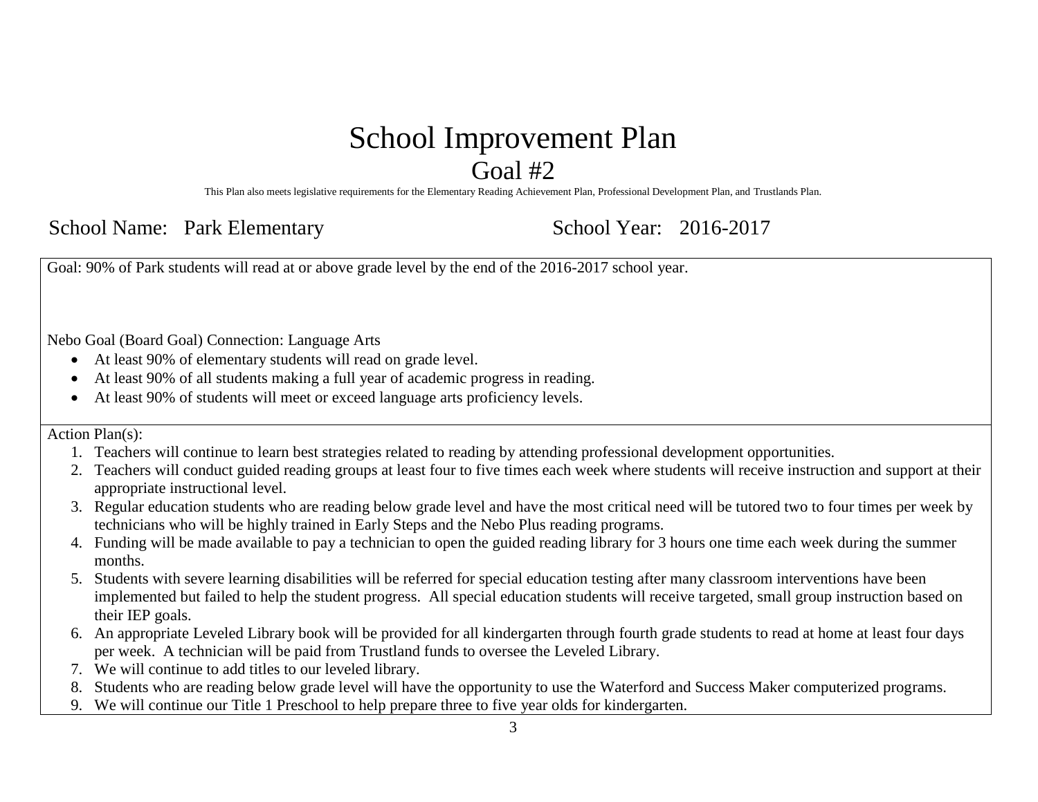# School Improvement Plan

## Goal #2

This Plan also meets legislative requirements for the Elementary Reading Achievement Plan, Professional Development Plan, and Trustlands Plan.

School Name: Park Elementary School Year: 2016-2017

Goal: 90% of Park students will read at or above grade level by the end of the 2016-2017 school year.

Nebo Goal (Board Goal) Connection: Language Arts

- At least 90% of elementary students will read on grade level.
- At least 90% of all students making a full year of academic progress in reading.
- At least 90% of students will meet or exceed language arts proficiency levels.

Action Plan(s):

1. Teachers will continue to learn best strategies related to reading by attending professional development opportunities.
2. Teachers will conduct guided reading groups at least four to five times each week where students will receive instruction and support at their appropriate instructional level.
3. Regular education students who are reading below grade level and have the most critical need will be tutored two to four times per week by technicians who will be highly trained in Early Steps and the Nebo Plus reading programs.
4. Funding will be made available to pay a technician to open the guided reading library for 3 hours one time each week during the summer months.
5. Students with severe learning disabilities will be referred for special education testing after many classroom interventions have been implemented but failed to help the student progress. All special education students will receive targeted, small group instruction based on their IEP goals.
6. An appropriate Leveled Library book will be provided for all kindergarten through fourth grade students to read at home at least four days per week. A technician will be paid from Trustland funds to oversee the Leveled Library.
7. We will continue to add titles to our leveled library.
8. Students who are reading below grade level will have the opportunity to use the Waterford and Success Maker computerized programs.
9. We will continue our Title 1 Preschool to help prepare three to five year olds for kindergarten.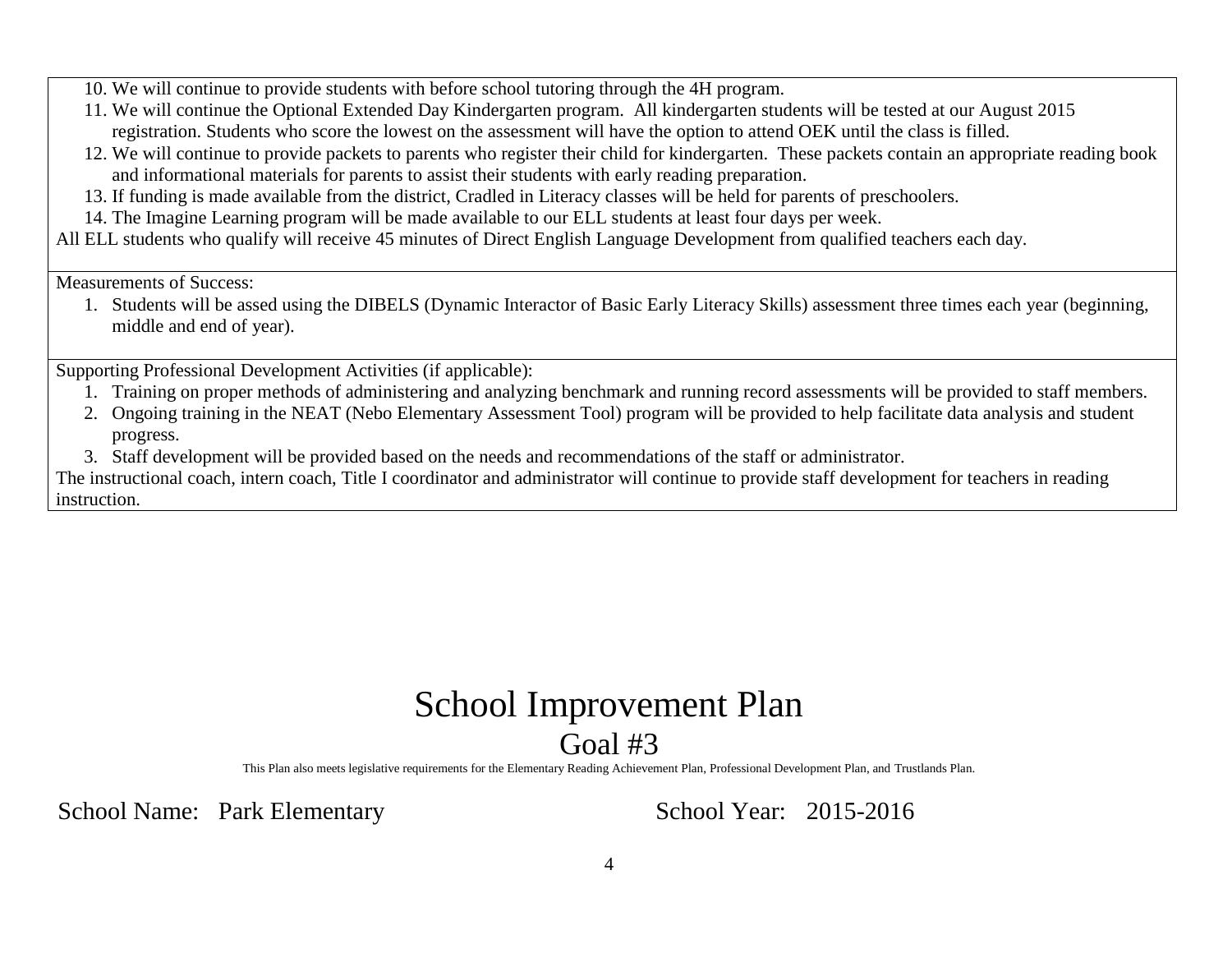10. We will continue to provide students with before school tutoring through the 4H program.
11. We will continue the Optional Extended Day Kindergarten program. All kindergarten students will be tested at our August 2015 registration. Students who score the lowest on the assessment will have the option to attend OEK until the class is filled.
12. We will continue to provide packets to parents who register their child for kindergarten. These packets contain an appropriate reading book and informational materials for parents to assist their students with early reading preparation.
13. If funding is made available from the district, Cradled in Literacy classes will be held for parents of preschoolers.
14. The Imagine Learning program will be made available to our ELL students at least four days per week.

All ELL students who qualify will receive 45 minutes of Direct English Language Development from qualified teachers each day.

Measurements of Success:

1. Students will be assed using the DIBELS (Dynamic Interactor of Basic Early Literacy Skills) assessment three times each year (beginning, middle and end of year).

Supporting Professional Development Activities (if applicable):

1. Training on proper methods of administering and analyzing benchmark and running record assessments will be provided to staff members.
2. Ongoing training in the NEAT (Nebo Elementary Assessment Tool) program will be provided to help facilitate data analysis and student progress.
3. Staff development will be provided based on the needs and recommendations of the staff or administrator.

The instructional coach, intern coach, Title I coordinator and administrator will continue to provide staff development for teachers in reading instruction.

# School Improvement Plan

## Goal #3

This Plan also meets legislative requirements for the Elementary Reading Achievement Plan, Professional Development Plan, and Trustlands Plan.

School Name: Park Elementary School Year: 2015-2016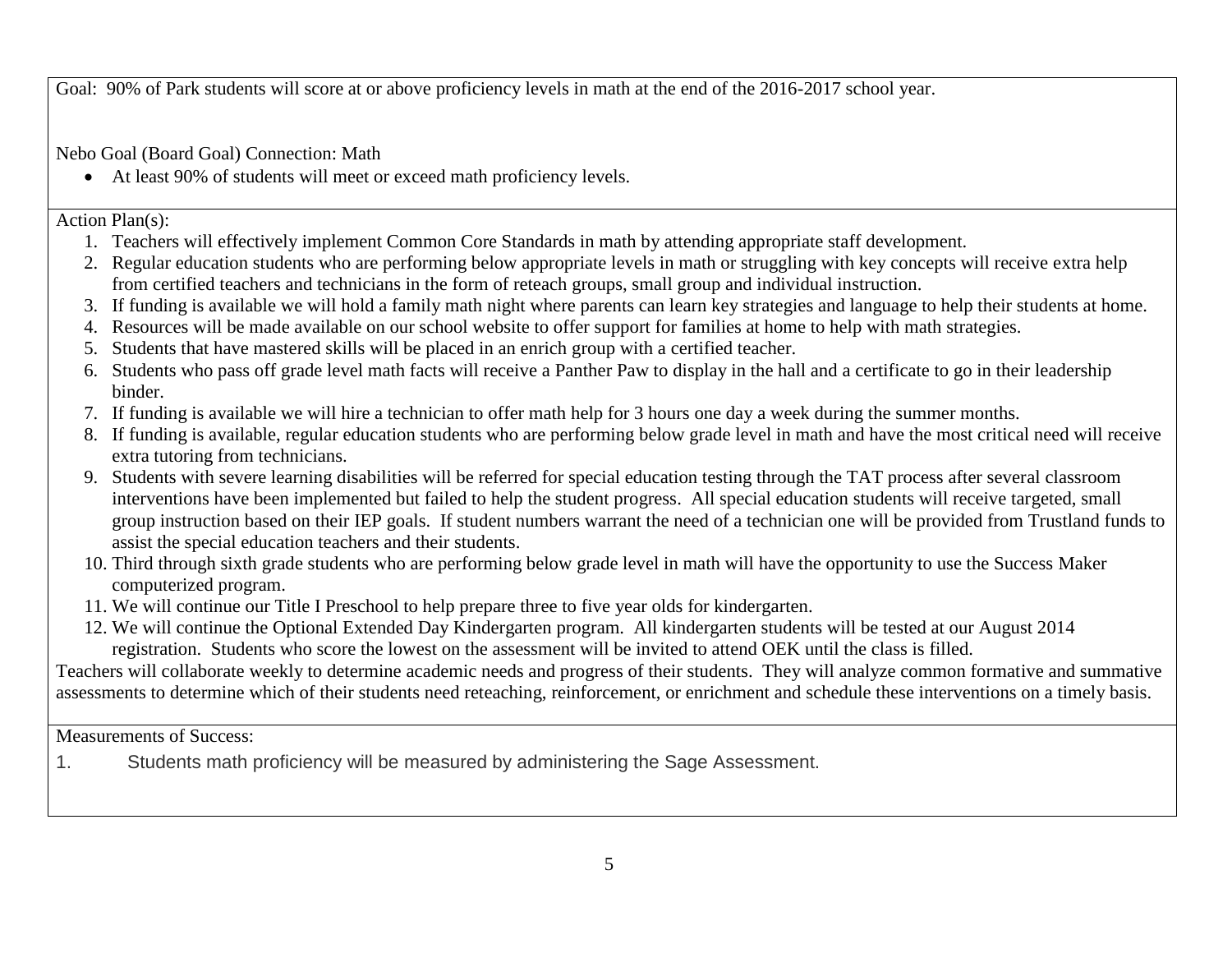Goal: 90% of Park students will score at or above proficiency levels in math at the end of the 2016-2017 school year.

Nebo Goal (Board Goal) Connection: Math

- At least 90% of students will meet or exceed math proficiency levels.

Action Plan(s):

1. Teachers will effectively implement Common Core Standards in math by attending appropriate staff development.
2. Regular education students who are performing below appropriate levels in math or struggling with key concepts will receive extra help from certified teachers and technicians in the form of reteach groups, small group and individual instruction.
3. If funding is available we will hold a family math night where parents can learn key strategies and language to help their students at home.
4. Resources will be made available on our school website to offer support for families at home to help with math strategies.
5. Students that have mastered skills will be placed in an enrich group with a certified teacher.
6. Students who pass off grade level math facts will receive a Panther Paw to display in the hall and a certificate to go in their leadership binder.
7. If funding is available we will hire a technician to offer math help for 3 hours one day a week during the summer months.
8. If funding is available, regular education students who are performing below grade level in math and have the most critical need will receive extra tutoring from technicians.
9. Students with severe learning disabilities will be referred for special education testing through the TAT process after several classroom interventions have been implemented but failed to help the student progress. All special education students will receive targeted, small group instruction based on their IEP goals. If student numbers warrant the need of a technician one will be provided from Trustland funds to assist the special education teachers and their students.
10. Third through sixth grade students who are performing below grade level in math will have the opportunity to use the Success Maker computerized program.
11. We will continue our Title I Preschool to help prepare three to five year olds for kindergarten.
12. We will continue the Optional Extended Day Kindergarten program. All kindergarten students will be tested at our August 2014 registration. Students who score the lowest on the assessment will be invited to attend OEK until the class is filled.

Teachers will collaborate weekly to determine academic needs and progress of their students. They will analyze common formative and summative assessments to determine which of their students need reteaching, reinforcement, or enrichment and schedule these interventions on a timely basis.

Measurements of Success:

1. Students math proficiency will be measured by administering the Sage Assessment.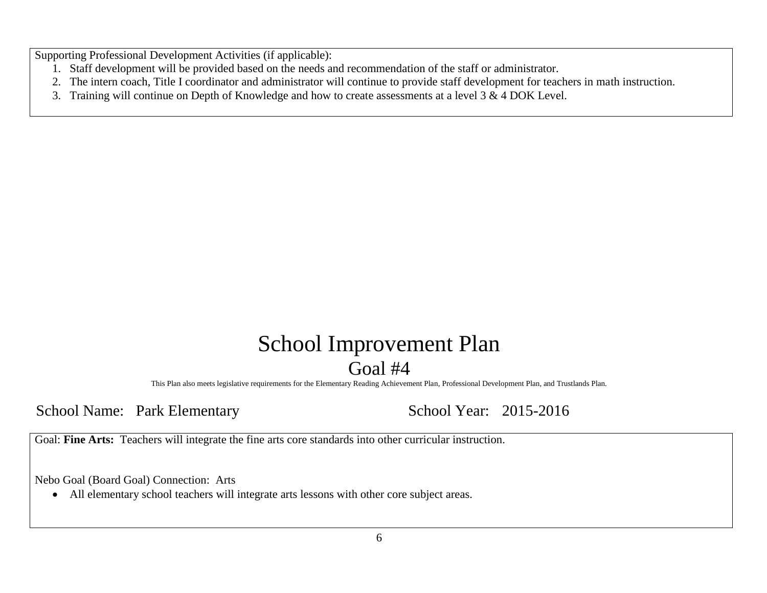Supporting Professional Development Activities (if applicable):

1. Staff development will be provided based on the needs and recommendation of the staff or administrator.
2. The intern coach, Title I coordinator and administrator will continue to provide staff development for teachers in math instruction.
3. Training will continue on Depth of Knowledge and how to create assessments at a level 3 & 4 DOK Level.

# School Improvement Plan

## Goal #4

This Plan also meets legislative requirements for the Elementary Reading Achievement Plan, Professional Development Plan, and Trustlands Plan.

School Name: Park Elementary School Year: 2015-2016

Goal: **Fine Arts:** Teachers will integrate the fine arts core standards into other curricular instruction.

Nebo Goal (Board Goal) Connection: Arts

- All elementary school teachers will integrate arts lessons with other core subject areas.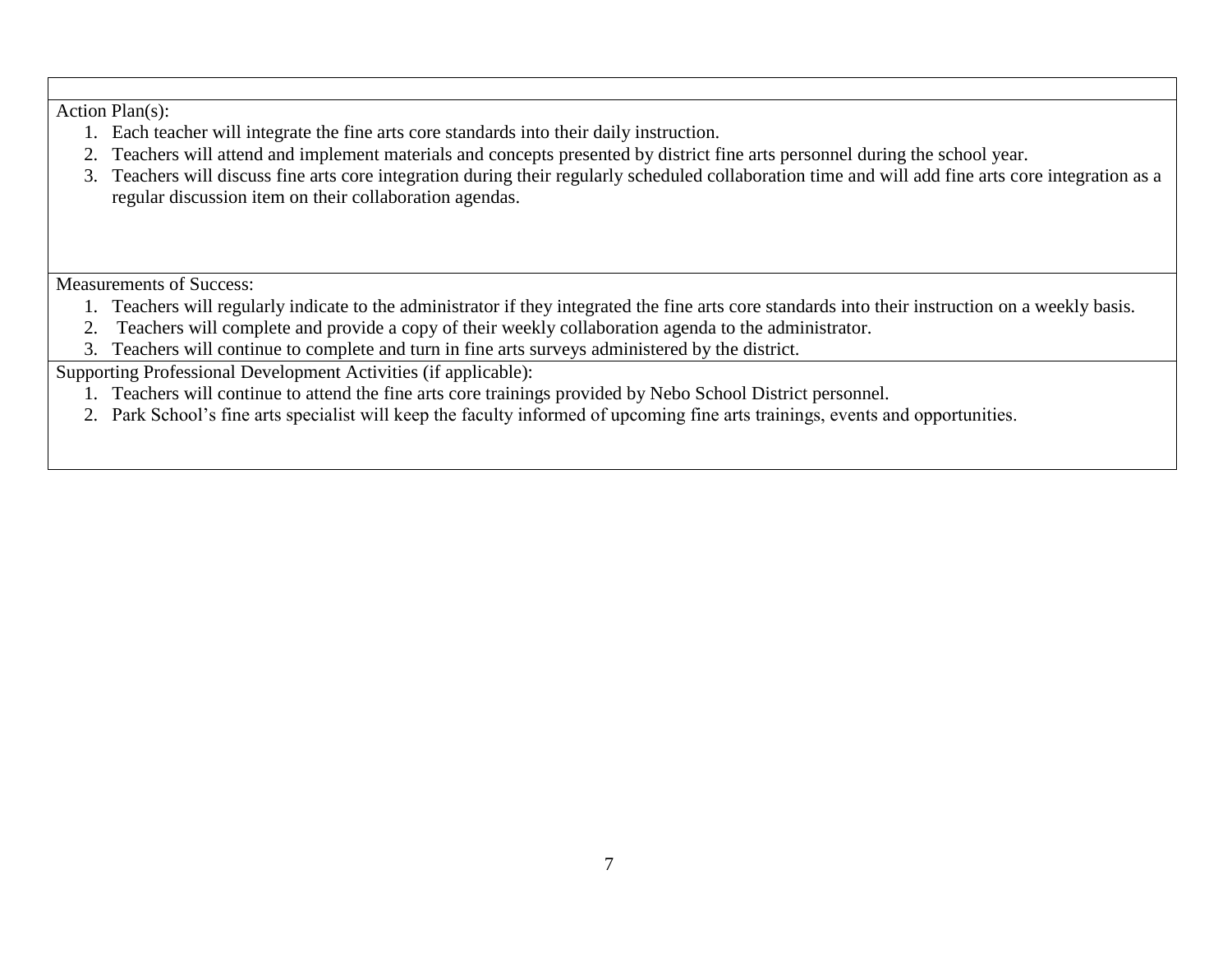Action Plan(s):

1. Each teacher will integrate the fine arts core standards into their daily instruction.
2. Teachers will attend and implement materials and concepts presented by district fine arts personnel during the school year.
3. Teachers will discuss fine arts core integration during their regularly scheduled collaboration time and will add fine arts core integration as a regular discussion item on their collaboration agendas.

Measurements of Success:

1. Teachers will regularly indicate to the administrator if they integrated the fine arts core standards into their instruction on a weekly basis.
2. Teachers will complete and provide a copy of their weekly collaboration agenda to the administrator.
3. Teachers will continue to complete and turn in fine arts surveys administered by the district.

Supporting Professional Development Activities (if applicable):

1. Teachers will continue to attend the fine arts core trainings provided by Nebo School District personnel.
2. Park School's fine arts specialist will keep the faculty informed of upcoming fine arts trainings, events and opportunities.